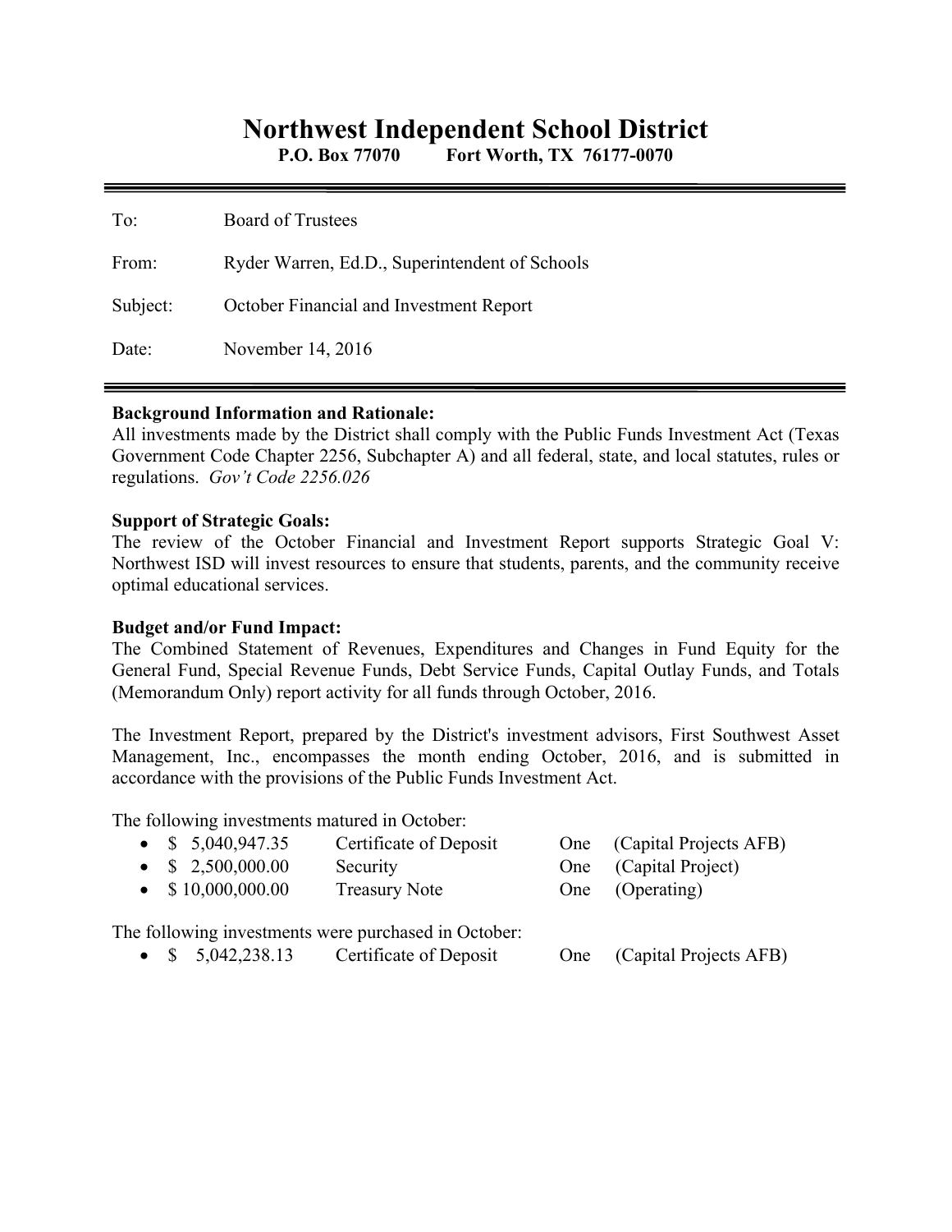# Northwest Independent School District

**P.O. Box 77070 Fort Worth, TX 76177-0070**

---

To: Board of Trustees

From: Ryder Warren, Ed.D., Superintendent of Schools

Subject: October Financial and Investment Report

Date: November 14, 2016

---

**Background Information and Rationale:**
All investments made by the District shall comply with the Public Funds Investment Act (Texas Government Code Chapter 2256, Subchapter A) and all federal, state, and local statutes, rules or regulations. *Gov't Code 2256.026*

**Support of Strategic Goals:**
The review of the October Financial and Investment Report supports Strategic Goal V: Northwest ISD will invest resources to ensure that students, parents, and the community receive optimal educational services.

**Budget and/or Fund Impact:**
The Combined Statement of Revenues, Expenditures and Changes in Fund Equity for the General Fund, Special Revenue Funds, Debt Service Funds, Capital Outlay Funds, and Totals (Memorandum Only) report activity for all funds through October, 2016.

The Investment Report, prepared by the District's investment advisors, First Southwest Asset Management, Inc., encompasses the month ending October, 2016, and is submitted in accordance with the provisions of the Public Funds Investment Act.

The following investments matured in October:

- $ 5,040,947.35 Certificate of Deposit One (Capital Projects AFB)
- $ 2,500,000.00 Security One (Capital Project)
- $ 10,000,000.00 Treasury Note One (Operating)

The following investments were purchased in October:

- $ 5,042,238.13 Certificate of Deposit One (Capital Projects AFB)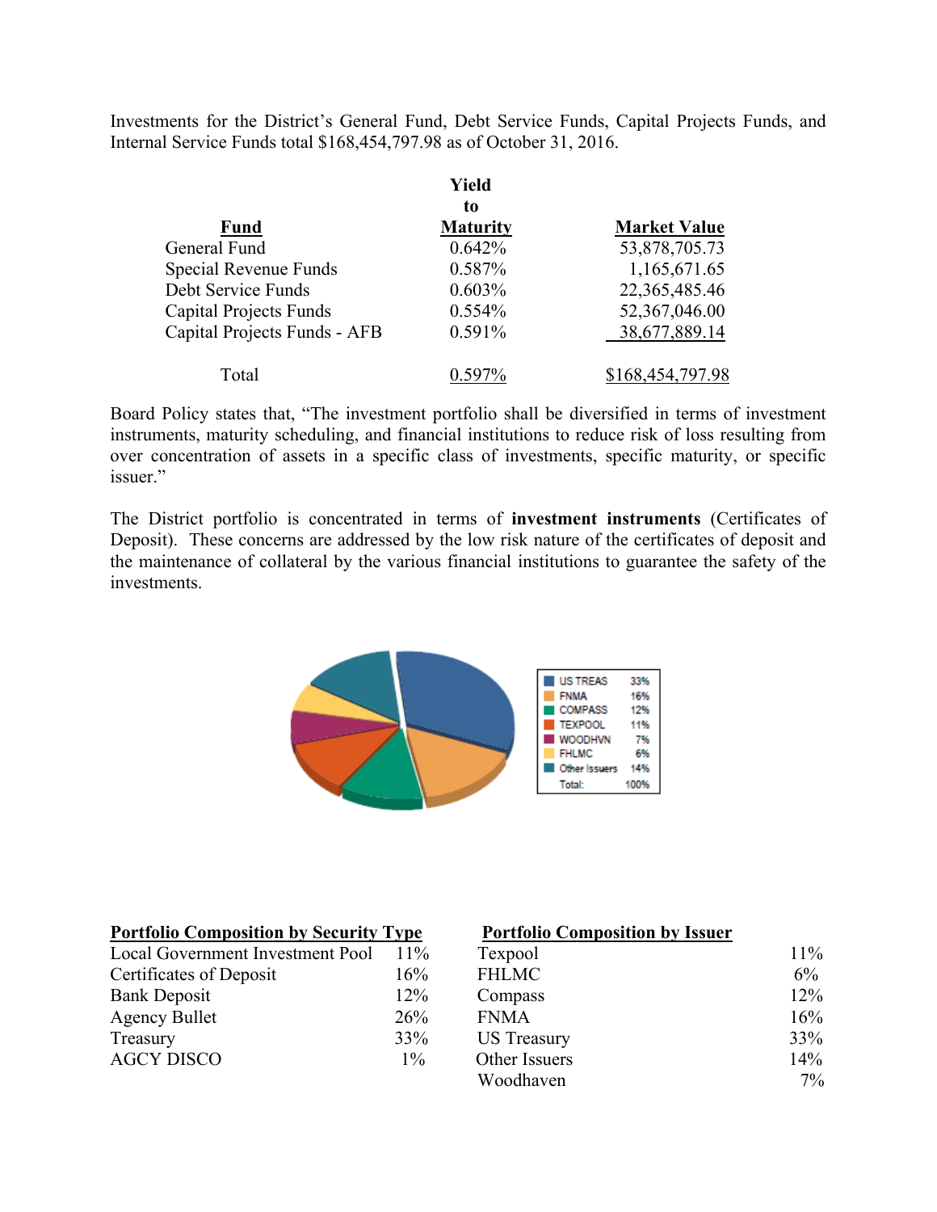Investments for the District's General Fund, Debt Service Funds, Capital Projects Funds, and Internal Service Funds total $168,454,797.98 as of October 31, 2016.

| Fund | Yield to Maturity | Market Value |
|---|---|---|
| General Fund | 0.642% | 53,878,705.73 |
| Special Revenue Funds | 0.587% | 1,165,671.65 |
| Debt Service Funds | 0.603% | 22,365,485.46 |
| Capital Projects Funds | 0.554% | 52,367,046.00 |
| Capital Projects Funds - AFB | 0.591% | 38,677,889.14 |
| Total | 0.597% | $168,454,797.98 |

Board Policy states that, "The investment portfolio shall be diversified in terms of investment instruments, maturity scheduling, and financial institutions to reduce risk of loss resulting from over concentration of assets in a specific class of investments, specific maturity, or specific issuer."

The District portfolio is concentrated in terms of **investment instruments** (Certificates of Deposit). These concerns are addressed by the low risk nature of the certificates of deposit and the maintenance of collateral by the various financial institutions to guarantee the safety of the investments.

| | |
|---|---|
| US TREAS | 33% |
| FNMA | 16% |
| COMPASS | 12% |
| TEXPOOL | 11% |
| WOODHVN | 7% |
| FHLMC | 6% |
| Other Issuers | 14% |
| Total: | 100% |

**Portfolio Composition by Security Type**

| | |
|---|---|
| Local Government Investment Pool | 11% |
| Certificates of Deposit | 16% |
| Bank Deposit | 12% |
| Agency Bullet | 26% |
| Treasury | 33% |
| AGCY DISCO | 1% |

**Portfolio Composition by Issuer**

| | |
|---|---|
| Texpool | 11% |
| FHLMC | 6% |
| Compass | 12% |
| FNMA | 16% |
| US Treasury | 33% |
| Other Issuers | 14% |
| Woodhaven | 7% |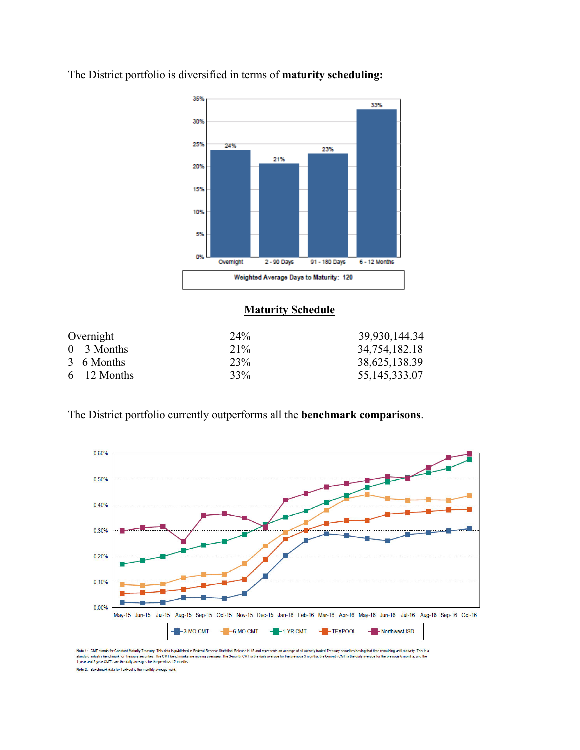The District portfolio is diversified in terms of **maturity scheduling:**

## Maturity Schedule

| | | |
|---|---|---|
| Overnight | 24% | 39,930,144.34 |
| 0 – 3 Months | 21% | 34,754,182.18 |
| 3 –6 Months | 23% | 38,625,138.39 |
| 6 – 12 Months | 33% | 55,145,333.07 |

The District portfolio currently outperforms all the **benchmark comparisons**.

Note 1: CMT stands for Constant Maturity Treasury. This data is published in Federal Reserve Statistical Release H.15 and represents an average of all actively traded Treasury securities having that time remaining until maturity. This is a standard industry benchmark for Treasury securities. The CMT benchmarks are moving averages. The 3-month CMT is the daily average for the previous 3 months, the 6-month CMT is the daily average for the previous 6 months, and the 1-year and 2-year CMT's are the daily averages for the previous 12-months.

Note 2: Benchmark data for TexPool is the monthly average yield.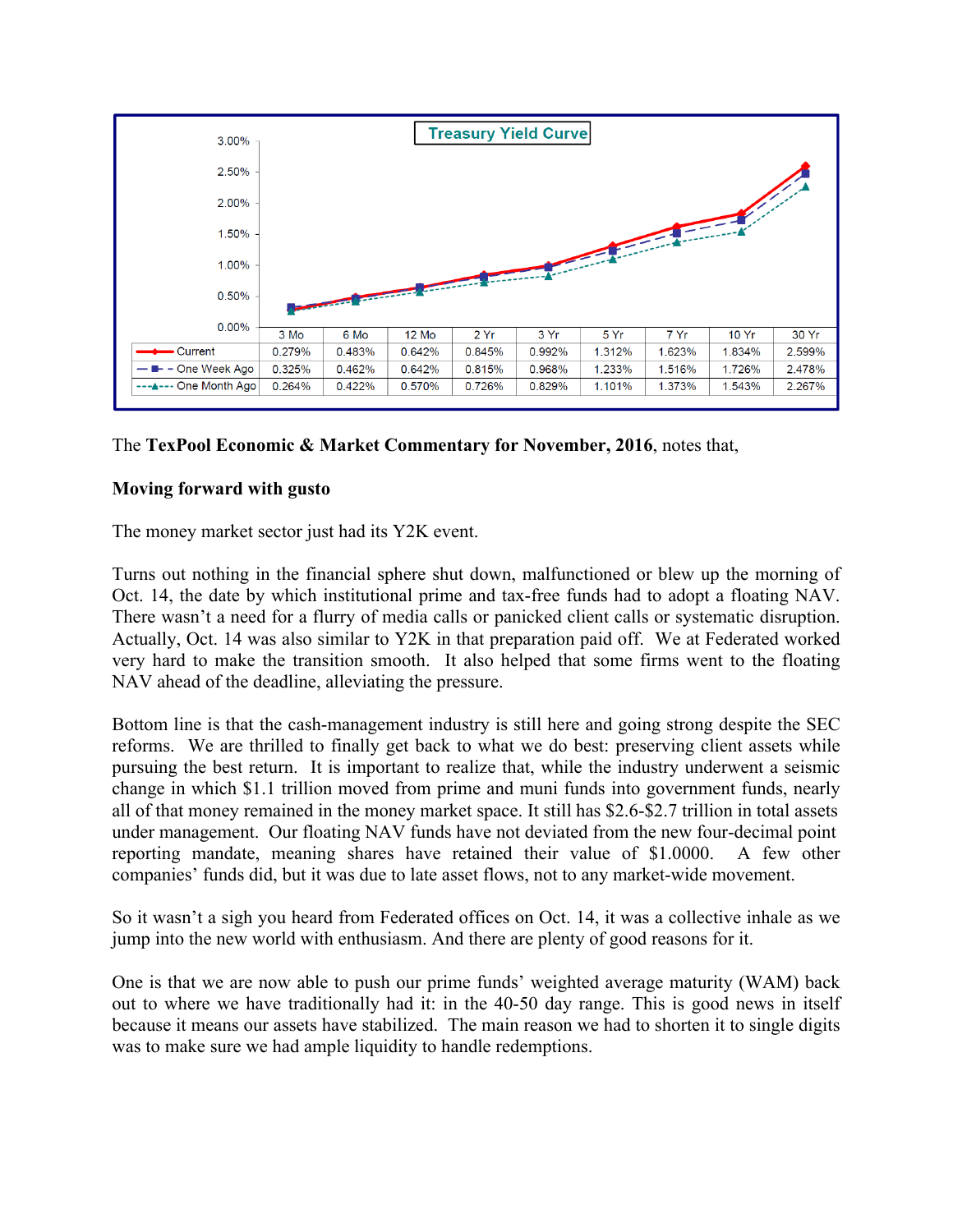**Treasury Yield Curve**

| | 3 Mo | 6 Mo | 12 Mo | 2 Yr | 3 Yr | 5 Yr | 7 Yr | 10 Yr | 30 Yr |
|---|---|---|---|---|---|---|---|---|---|
| Current | 0.279% | 0.483% | 0.642% | 0.845% | 0.992% | 1.312% | 1.623% | 1.834% | 2.599% |
| One Week Ago | 0.325% | 0.462% | 0.642% | 0.815% | 0.968% | 1.233% | 1.516% | 1.726% | 2.478% |
| One Month Ago | 0.264% | 0.422% | 0.570% | 0.726% | 0.829% | 1.101% | 1.373% | 1.543% | 2.267% |

The **TexPool Economic & Market Commentary for November, 2016**, notes that,

**Moving forward with gusto**

The money market sector just had its Y2K event.

Turns out nothing in the financial sphere shut down, malfunctioned or blew up the morning of Oct. 14, the date by which institutional prime and tax-free funds had to adopt a floating NAV. There wasn't a need for a flurry of media calls or panicked client calls or systematic disruption. Actually, Oct. 14 was also similar to Y2K in that preparation paid off. We at Federated worked very hard to make the transition smooth. It also helped that some firms went to the floating NAV ahead of the deadline, alleviating the pressure.

Bottom line is that the cash-management industry is still here and going strong despite the SEC reforms. We are thrilled to finally get back to what we do best: preserving client assets while pursuing the best return. It is important to realize that, while the industry underwent a seismic change in which $1.1 trillion moved from prime and muni funds into government funds, nearly all of that money remained in the money market space. It still has $2.6-$2.7 trillion in total assets under management. Our floating NAV funds have not deviated from the new four-decimal point reporting mandate, meaning shares have retained their value of $1.0000. A few other companies' funds did, but it was due to late asset flows, not to any market-wide movement.

So it wasn't a sigh you heard from Federated offices on Oct. 14, it was a collective inhale as we jump into the new world with enthusiasm. And there are plenty of good reasons for it.

One is that we are now able to push our prime funds' weighted average maturity (WAM) back out to where we have traditionally had it: in the 40-50 day range. This is good news in itself because it means our assets have stabilized. The main reason we had to shorten it to single digits was to make sure we had ample liquidity to handle redemptions.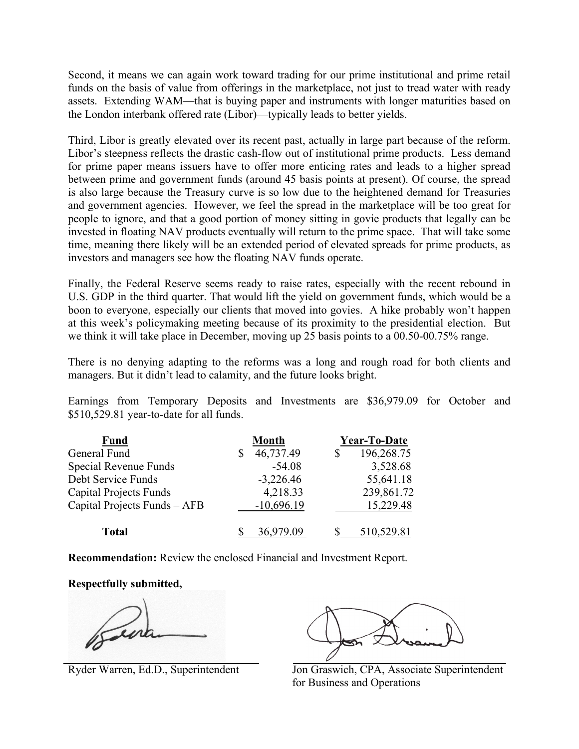Second, it means we can again work toward trading for our prime institutional and prime retail funds on the basis of value from offerings in the marketplace, not just to tread water with ready assets. Extending WAM—that is buying paper and instruments with longer maturities based on the London interbank offered rate (Libor)—typically leads to better yields.

Third, Libor is greatly elevated over its recent past, actually in large part because of the reform. Libor's steepness reflects the drastic cash-flow out of institutional prime products. Less demand for prime paper means issuers have to offer more enticing rates and leads to a higher spread between prime and government funds (around 45 basis points at present). Of course, the spread is also large because the Treasury curve is so low due to the heightened demand for Treasuries and government agencies. However, we feel the spread in the marketplace will be too great for people to ignore, and that a good portion of money sitting in govie products that legally can be invested in floating NAV products eventually will return to the prime space. That will take some time, meaning there likely will be an extended period of elevated spreads for prime products, as investors and managers see how the floating NAV funds operate.

Finally, the Federal Reserve seems ready to raise rates, especially with the recent rebound in U.S. GDP in the third quarter. That would lift the yield on government funds, which would be a boon to everyone, especially our clients that moved into govies. A hike probably won't happen at this week's policymaking meeting because of its proximity to the presidential election. But we think it will take place in December, moving up 25 basis points to a 00.50-00.75% range.

There is no denying adapting to the reforms was a long and rough road for both clients and managers. But it didn't lead to calamity, and the future looks bright.

Earnings from Temporary Deposits and Investments are $36,979.09 for October and $510,529.81 year-to-date for all funds.

| Fund | Month | Year-To-Date |
|---|---|---|
| General Fund | $ 46,737.49 | $ 196,268.75 |
| Special Revenue Funds | -54.08 | 3,528.68 |
| Debt Service Funds | -3,226.46 | 55,641.18 |
| Capital Projects Funds | 4,218.33 | 239,861.72 |
| Capital Projects Funds – AFB | -10,696.19 | 15,229.48 |
| **Total** | $ 36,979.09 | $ 510,529.81 |

**Recommendation:** Review the enclosed Financial and Investment Report.

**Respectfully submitted,**

Ryder Warren, Ed.D., Superintendent

Jon Graswich, CPA, Associate Superintendent for Business and Operations